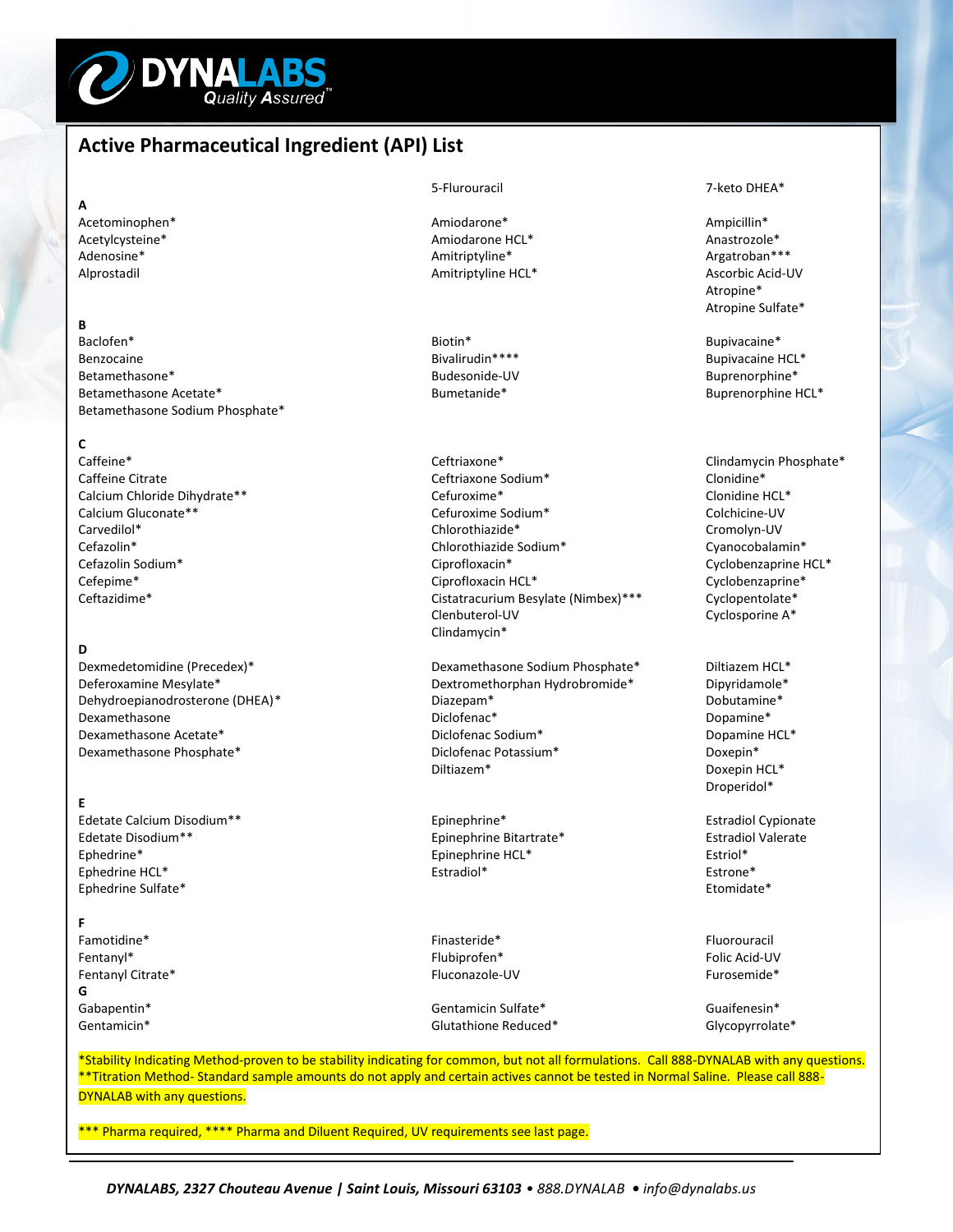DYNALABS Quality Assured™

# Active Pharmaceutical Ingredient (API) List

5-Flurouracil

7-keto DHEA*

## A

Acetominophen*
Acetylcysteine*
Adenosine*
Alprostadil
Amiodarone*
Amiodarone HCL*
Amitriptyline*
Amitriptyline HCL*
Ampicillin*
Anastrozole*
Argatroban***
Ascorbic Acid-UV
Atropine*
Atropine Sulfate*

## B

Baclofen*
Benzocaine
Betamethasone*
Betamethasone Acetate*
Betamethasone Sodium Phosphate*
Biotin*
Bivalirudin****
Budesonide-UV
Bumetanide*
Bupivacaine*
Bupivacaine HCL*
Buprenorphine*
Buprenorphine HCL*

## C

Caffeine*
Caffeine Citrate
Calcium Chloride Dihydrate**
Calcium Gluconate**
Carvedilol*
Cefazolin*
Cefazolin Sodium*
Cefepime*
Ceftazidime*
Ceftriaxone*
Ceftriaxone Sodium*
Cefuroxime*
Cefuroxime Sodium*
Chlorothiazide*
Chlorothiazide Sodium*
Ciprofloxacin*
Ciprofloxacin HCL*
Cistatracurium Besylate (Nimbex)***
Clenbuterol-UV
Clindamycin*
Clindamycin Phosphate*
Clonidine*
Clonidine HCL*
Colchicine-UV
Cromolyn-UV
Cyanocobalamin*
Cyclobenzaprine HCL*
Cyclobenzaprine*
Cyclopentolate*
Cyclosporine A*

## D

Dexmedetomidine (Precedex)*
Deferoxamine Mesylate*
Dehydroepianodrosterone (DHEA)*
Dexamethasone
Dexamethasone Acetate*
Dexamethasone Phosphate*
Dexamethasone Sodium Phosphate*
Dextromethorphan Hydrobromide*
Diazepam*
Diclofenac*
Diclofenac Sodium*
Diclofenac Potassium*
Diltiazem*
Diltiazem HCL*
Dipyridamole*
Dobutamine*
Dopamine*
Dopamine HCL*
Doxepin*
Doxepin HCL*
Droperidol*

## E

Edetate Calcium Disodium**
Edetate Disodium**
Ephedrine*
Ephedrine HCL*
Ephedrine Sulfate*
Epinephrine*
Epinephrine Bitartrate*
Epinephrine HCL*
Estradiol*
Estradiol Cypionate
Estradiol Valerate
Estriol*
Estrone*
Etomidate*

## F

Famotidine*
Fentanyl*
Fentanyl Citrate*
Finasteride*
Flubiprofen*
Fluconazole-UV
Fluorouracil
Folic Acid-UV
Furosemide*

## G

Gabapentin*
Gentamicin*
Gentamicin Sulfate*
Glutathione Reduced*
Guaifenesin*
Glycopyrrolate*

*Stability Indicating Method-proven to be stability indicating for common, but not all formulations. Call 888-DYNALAB with any questions.
**Titration Method- Standard sample amounts do not apply and certain actives cannot be tested in Normal Saline. Please call 888-DYNALAB with any questions.

*** Pharma required, **** Pharma and Diluent Required, UV requirements see last page.

*DYNALABS, 2327 Chouteau Avenue | Saint Louis, Missouri 63103 • 888.DYNALAB • info@dynalabs.us*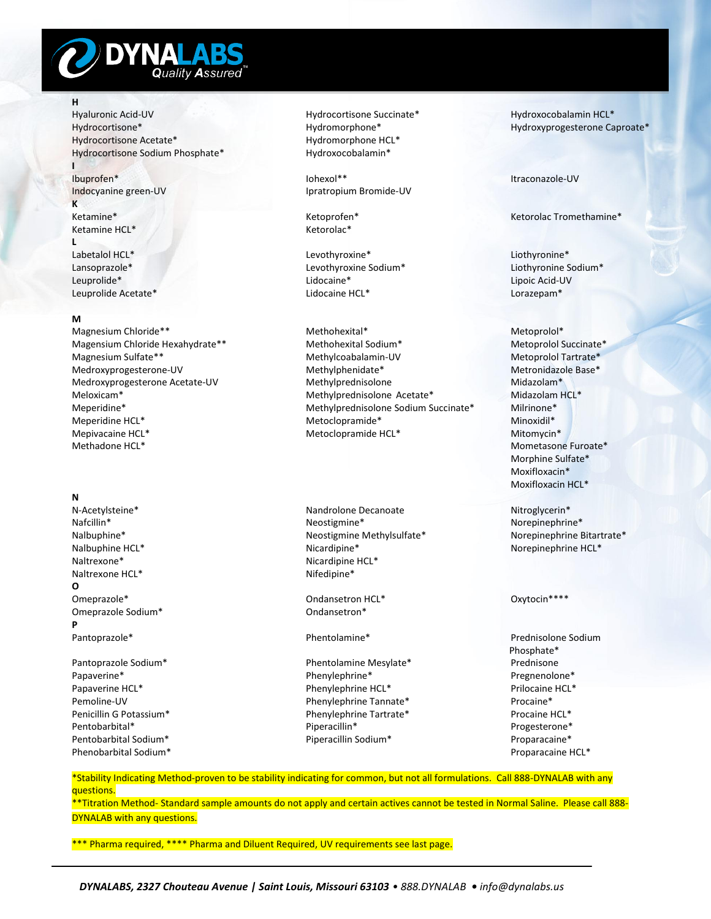**H**

Hyaluronic Acid-UV
Hydrocortisone*
Hydrocortisone Acetate*
Hydrocortisone Sodium Phosphate*
Hydrocortisone Succinate*
Hydromorphone*
Hydromorphone HCL*
Hydroxocobalamin*
Hydroxocobalamin HCL*
Hydroxyprogesterone Caproate*

**I**

Ibuprofen*
Indocyanine green-UV
Iohexol**
Ipratropium Bromide-UV
Itraconazole-UV

**K**

Ketamine*
Ketamine HCL*
Ketoprofen*
Ketorolac*
Ketorolac Tromethamine*

**L**

Labetalol HCL*
Lansoprazole*
Leuprolide*
Leuprolide Acetate*
Levothyroxine*
Levothyroxine Sodium*
Lidocaine*
Lidocaine HCL*
Liothyronine*
Liothyronine Sodium*
Lipoic Acid-UV
Lorazepam*

**M**

Magnesium Chloride**
Magnesium Chloride Hexahydrate**
Magnesium Sulfate**
Medroxyprogesterone-UV
Medroxyprogesterone Acetate-UV
Meloxicam*
Meperidine*
Meperidine HCL*
Mepivacaine HCL*
Methadone HCL*
Methohexital*
Methohexital Sodium*
Methylcoabalamin-UV
Methylphenidate*
Methylprednisolone
Methylprednisolone Acetate*
Methylprednisolone Sodium Succinate*
Metoclopramide*
Metoclopramide HCL*
Metoprolol*
Metoprolol Succinate*
Metoprolol Tartrate*
Metronidazole Base*
Midazolam*
Midazolam HCL*
Milrinone*
Minoxidil*
Mitomycin*
Mometasone Furoate*
Morphine Sulfate*
Moxifloxacin*
Moxifloxacin HCL*

**N**

N-Acetylsteine*
Nafcillin*
Nalbuphine*
Nalbuphine HCL*
Naltrexone*
Naltrexone HCL*
Nandrolone Decanoate
Neostigmine*
Neostigmine Methylsulfate*
Nicardipine*
Nicardipine HCL*
Nifedipine*
Nitroglycerin*
Norepinephrine*
Norepinephrine Bitartrate*
Norepinephrine HCL*

**O**

Omeprazole*
Omeprazole Sodium*
Ondansetron HCL*
Ondansetron*
Oxytocin****

**P**

Pantoprazole*
Pantoprazole Sodium*
Papaverine*
Papaverine HCL*
Pemoline-UV
Penicillin G Potassium*
Pentobarbital*
Pentobarbital Sodium*
Phenobarbital Sodium*
Phentolamine*
Phentolamine Mesylate*
Phenylephrine*
Phenylephrine HCL*
Phenylephrine Tannate*
Phenylephrine Tartrate*
Piperacillin*
Piperacillin Sodium*
Prednisolone Sodium Phosphate*
Prednisone
Pregnenolone*
Prilocaine HCL*
Procaine*
Procaine HCL*
Progesterone*
Proparacaine*
Proparacaine HCL*

*Stability Indicating Method-proven to be stability indicating for common, but not all formulations. Call 888-DYNALAB with any questions.

**Titration Method- Standard sample amounts do not apply and certain actives cannot be tested in Normal Saline. Please call 888-DYNALAB with any questions.

*** Pharma required, **** Pharma and Diluent Required, UV requirements see last page.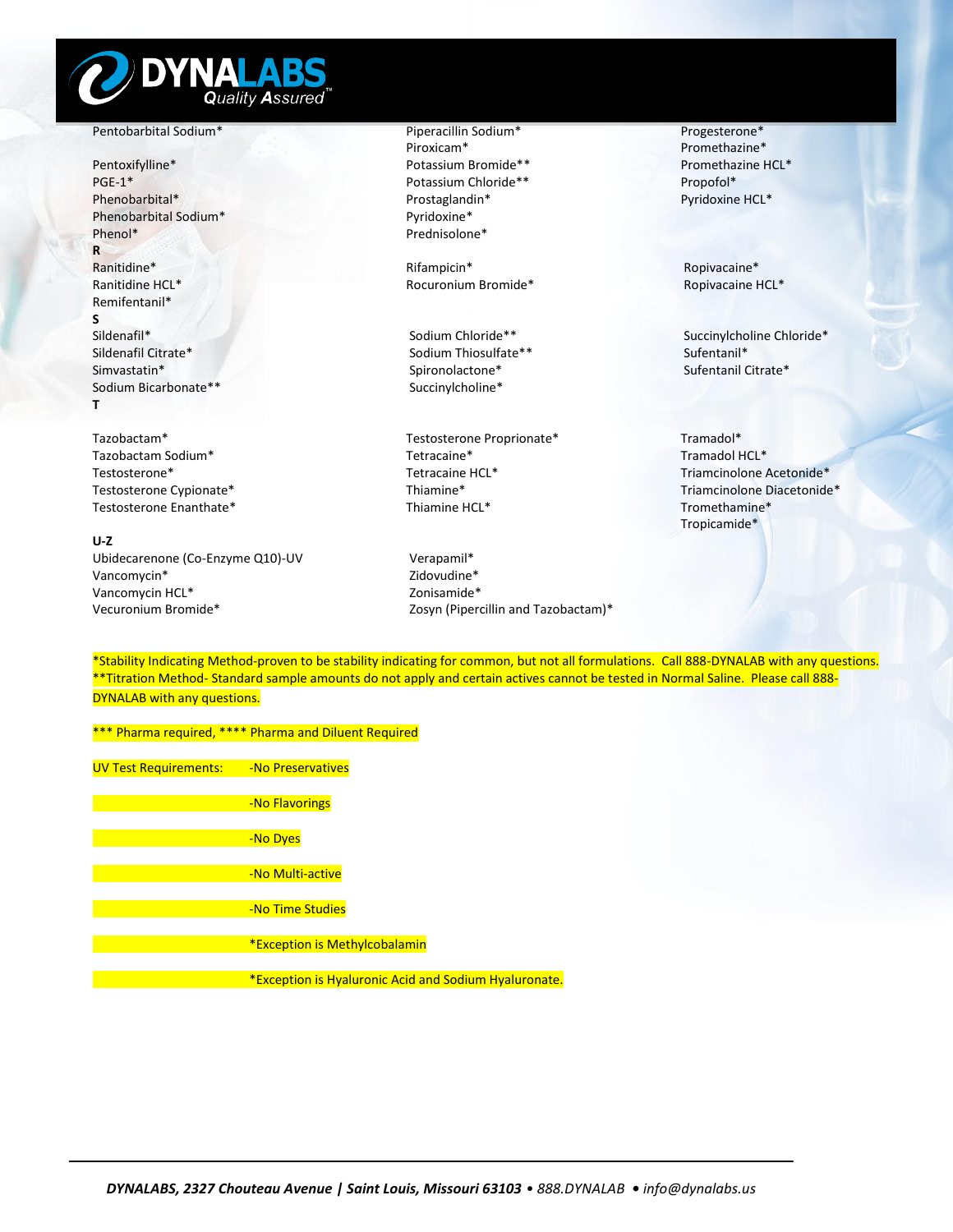Pentobarbital Sodium*

Pentoxifylline*
PGE-1*
Phenobarbital*
Phenobarbital Sodium*
Phenol*

Piperacillin Sodium*
Piroxicam*
Potassium Bromide**
Potassium Chloride**
Prostaglandin*
Pyridoxine*
Prednisolone*

Progesterone*
Promethazine*
Promethazine HCL*
Propofol*
Pyridoxine HCL*

**R**

Ranitidine*
Ranitidine HCL*
Remifentanil*

Rifampicin*
Rocuronium Bromide*

Ropivacaine*
Ropivacaine HCL*

**S**

Sildenafil*
Sildenafil Citrate*
Simvastatin*
Sodium Bicarbonate**

Sodium Chloride**
Sodium Thiosulfate**
Spironolactone*
Succinylcholine*

Succinylcholine Chloride*
Sufentanil*
Sufentanil Citrate*

**T**

Tazobactam*
Tazobactam Sodium*
Testosterone*
Testosterone Cypionate*
Testosterone Enanthate*

Testosterone Proprionate*
Tetracaine*
Tetracaine HCL*
Thiamine*
Thiamine HCL*

Tramadol*
Tramadol HCL*
Triamcinolone Acetonide*
Triamcinolone Diacetonide*
Tromethamine*
Tropicamide*

**U-Z**

Ubidecarenone (Co-Enzyme Q10)-UV
Vancomycin*
Vancomycin HCL*
Vecuronium Bromide*

Verapamil*
Zidovudine*
Zonisamide*
Zosyn (Pipercillin and Tazobactam)*

*Stability Indicating Method-proven to be stability indicating for common, but not all formulations. Call 888-DYNALAB with any questions.
**Titration Method- Standard sample amounts do not apply and certain actives cannot be tested in Normal Saline. Please call 888-DYNALAB with any questions.

*** Pharma required, **** Pharma and Diluent Required

UV Test Requirements:
- No Preservatives
- No Flavorings
- No Dyes
- No Multi-active
- No Time Studies

*Exception is Methylcobalamin

*Exception is Hyaluronic Acid and Sodium Hyaluronate.

*DYNALABS, 2327 Chouteau Avenue | Saint Louis, Missouri 63103 • 888.DYNALAB • info@dynalabs.us*